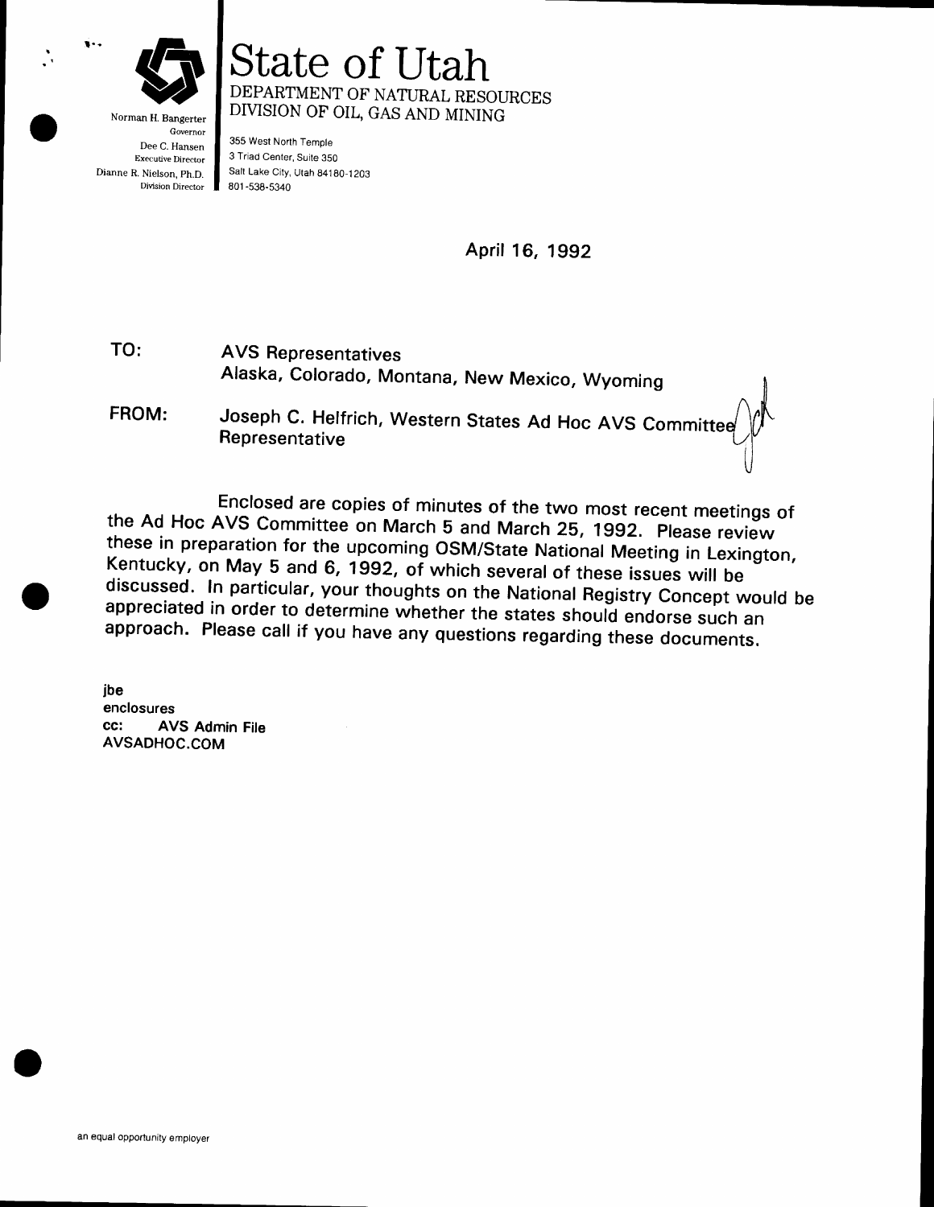# State of Utah

DEPARTMENT OF NATURAL RESOURCES
DIVISION OF OIL, GAS AND MINING

Norman H. Bangerter
Governor
Dee C. Hansen
Executive Director
Dianne R. Nielson, Ph.D.
Division Director

355 West North Temple
3 Triad Center, Suite 350
Salt Lake City, Utah 84180-1203
801-538-5340

April 16, 1992

TO: AVS Representatives
Alaska, Colorado, Montana, New Mexico, Wyoming

FROM: Joseph C. Helfrich, Western States Ad Hoc AVS Committee Representative

Enclosed are copies of minutes of the two most recent meetings of the Ad Hoc AVS Committee on March 5 and March 25, 1992. Please review these in preparation for the upcoming OSM/State National Meeting in Lexington, Kentucky, on May 5 and 6, 1992, of which several of these issues will be discussed. In particular, your thoughts on the National Registry Concept would be appreciated in order to determine whether the states should endorse such an approach. Please call if you have any questions regarding these documents.

jbe
enclosures
cc: AVS Admin File
AVSADHOC.COM

an equal opportunity employer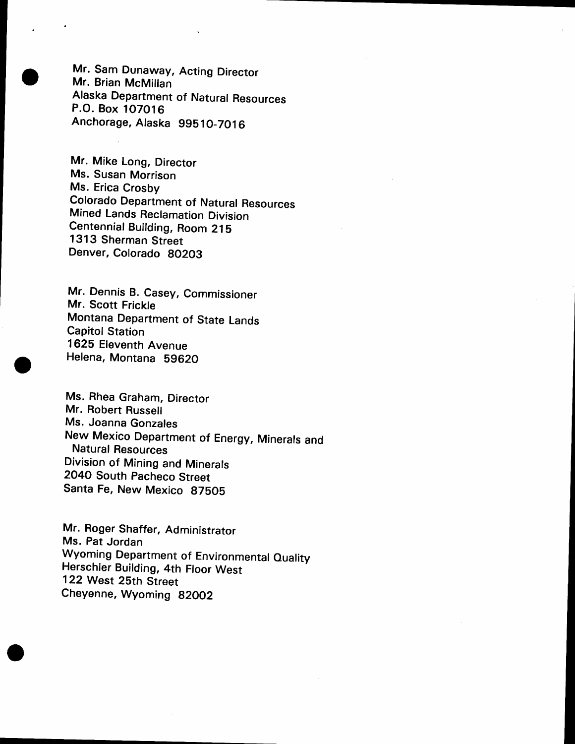Mr. Sam Dunaway, Acting Director
Mr. Brian McMillan
Alaska Department of Natural Resources
P.O. Box 107016
Anchorage, Alaska 99510-7016

Mr. Mike Long, Director
Ms. Susan Morrison
Ms. Erica Crosby
Colorado Department of Natural Resources
Mined Lands Reclamation Division
Centennial Building, Room 215
1313 Sherman Street
Denver, Colorado 80203

Mr. Dennis B. Casey, Commissioner
Mr. Scott Frickle
Montana Department of State Lands
Capitol Station
1625 Eleventh Avenue
Helena, Montana 59620

Ms. Rhea Graham, Director
Mr. Robert Russell
Ms. Joanna Gonzales
New Mexico Department of Energy, Minerals and
Natural Resources
Division of Mining and Minerals
2040 South Pacheco Street
Santa Fe, New Mexico 87505

Mr. Roger Shaffer, Administrator
Ms. Pat Jordan
Wyoming Department of Environmental Quality
Herschler Building, 4th Floor West
122 West 25th Street
Cheyenne, Wyoming 82002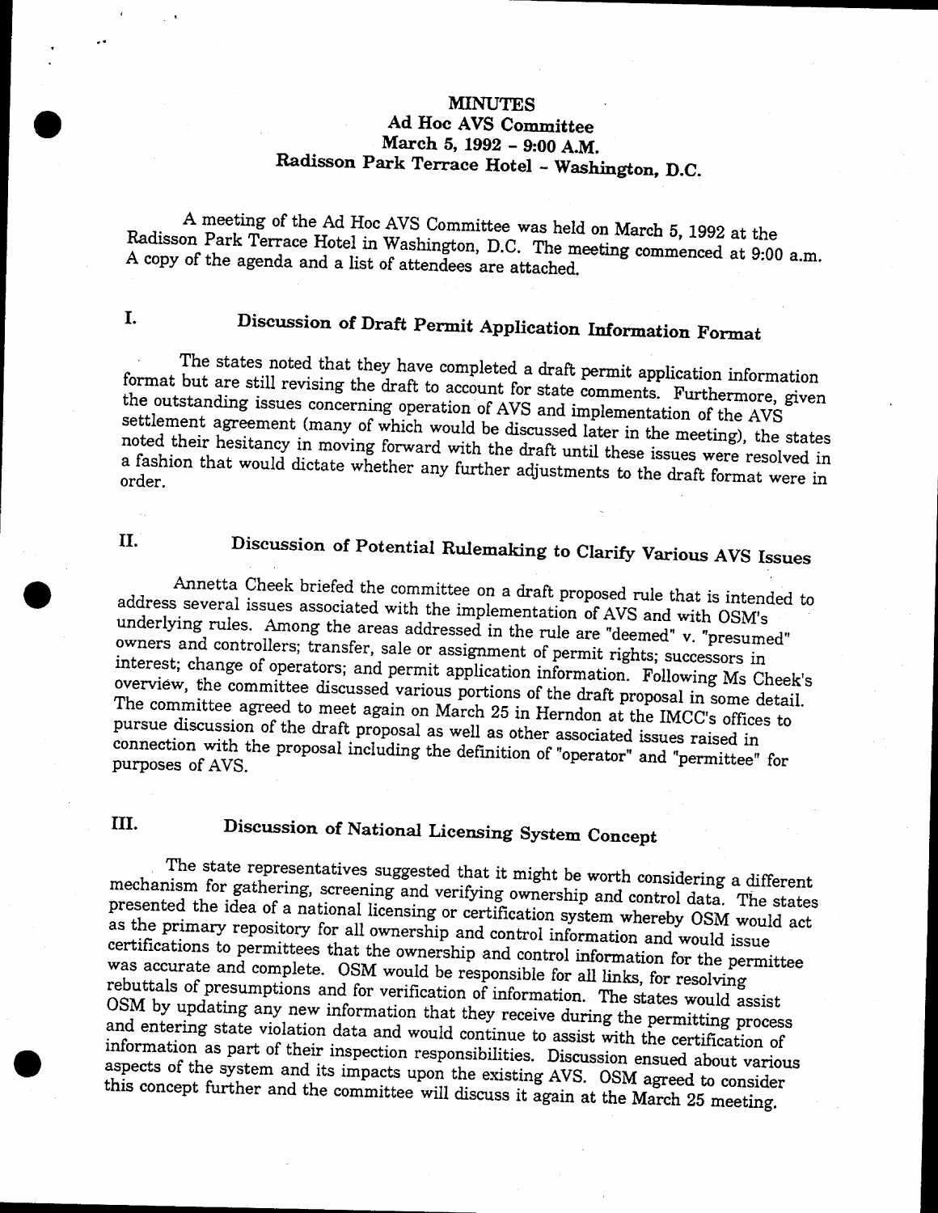# MINUTES

## Ad Hoc AVS Committee
## March 5, 1992 - 9:00 A.M.
## Radisson Park Terrace Hotel - Washington, D.C.

A meeting of the Ad Hoc AVS Committee was held on March 5, 1992 at the Radisson Park Terrace Hotel in Washington, D.C. The meeting commenced at 9:00 a.m. A copy of the agenda and a list of attendees are attached.

## I. Discussion of Draft Permit Application Information Format

The states noted that they have completed a draft permit application information format but are still revising the draft to account for state comments. Furthermore, given the outstanding issues concerning operation of AVS and implementation of the AVS settlement agreement (many of which would be discussed later in the meeting), the states noted their hesitancy in moving forward with the draft until these issues were resolved in a fashion that would dictate whether any further adjustments to the draft format were in order.

## II. Discussion of Potential Rulemaking to Clarify Various AVS Issues

Annetta Cheek briefed the committee on a draft proposed rule that is intended to address several issues associated with the implementation of AVS and with OSM's underlying rules. Among the areas addressed in the rule are "deemed" v. "presumed" owners and controllers; transfer, sale or assignment of permit rights; successors in interest; change of operators; and permit application information. Following Ms Cheek's overview, the committee discussed various portions of the draft proposal in some detail. The committee agreed to meet again on March 25 in Herndon at the IMCC's offices to pursue discussion of the draft proposal as well as other associated issues raised in connection with the proposal including the definition of "operator" and "permittee" for purposes of AVS.

## III. Discussion of National Licensing System Concept

The state representatives suggested that it might be worth considering a different mechanism for gathering, screening and verifying ownership and control data. The states presented the idea of a national licensing or certification system whereby OSM would act as the primary repository for all ownership and control information and would issue certifications to permittees that the ownership and control information for the permittee was accurate and complete. OSM would be responsible for all links, for resolving rebuttals of presumptions and for verification of information. The states would assist OSM by updating any new information that they receive during the permitting process and entering state violation data and would continue to assist with the certification of information as part of their inspection responsibilities. Discussion ensued about various aspects of the system and its impacts upon the existing AVS. OSM agreed to consider this concept further and the committee will discuss it again at the March 25 meeting.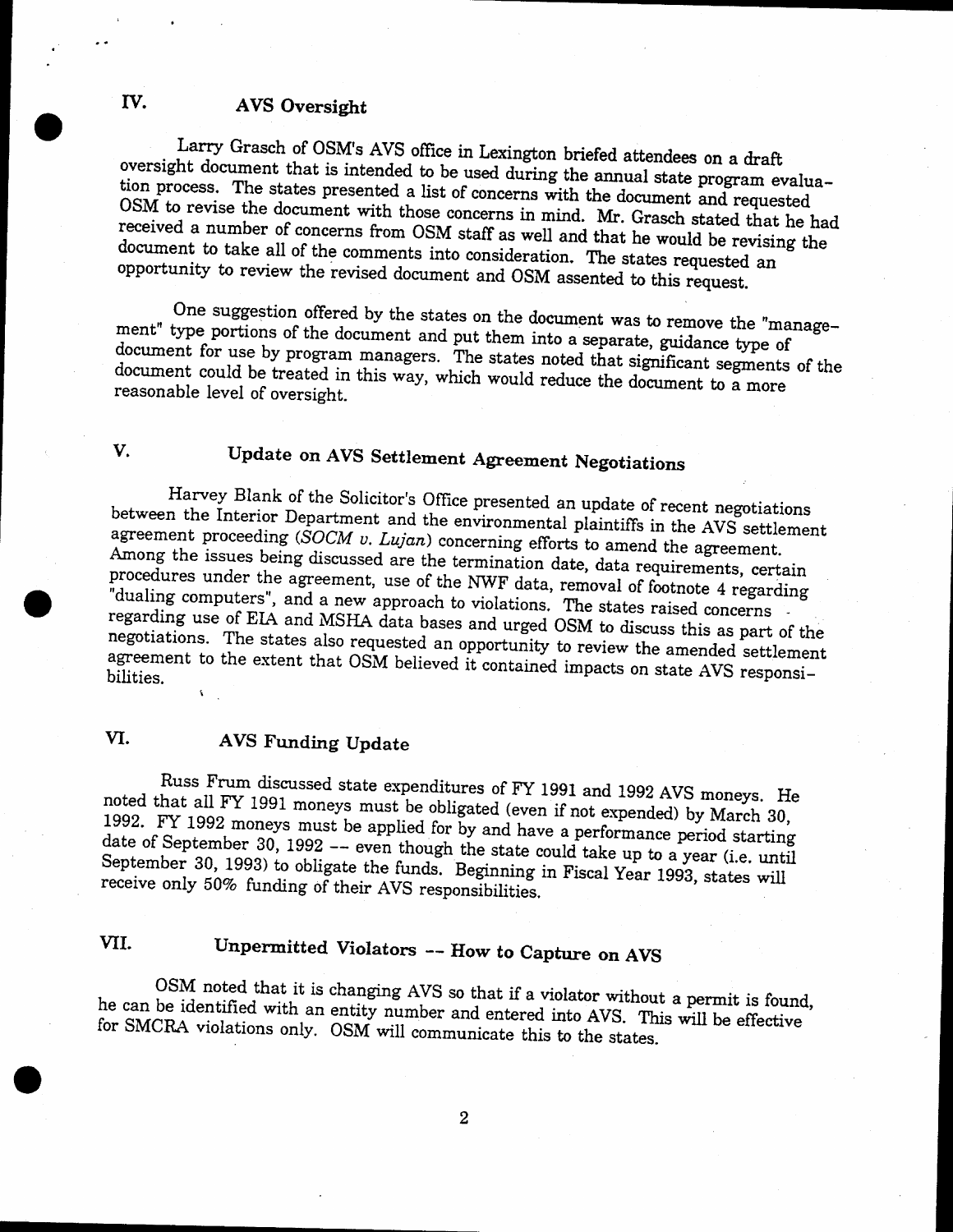## IV. AVS Oversight

Larry Grasch of OSM's AVS office in Lexington briefed attendees on a draft oversight document that is intended to be used during the annual state program evaluation process. The states presented a list of concerns with the document and requested OSM to revise the document with those concerns in mind. Mr. Grasch stated that he had received a number of concerns from OSM staff as well and that he would be revising the document to take all of the comments into consideration. The states requested an opportunity to review the revised document and OSM assented to this request.

One suggestion offered by the states on the document was to remove the "management" type portions of the document and put them into a separate, guidance type of document for use by program managers. The states noted that significant segments of the document could be treated in this way, which would reduce the document to a more reasonable level of oversight.

## V. Update on AVS Settlement Agreement Negotiations

Harvey Blank of the Solicitor's Office presented an update of recent negotiations between the Interior Department and the environmental plaintiffs in the AVS settlement agreement proceeding (*SOCM v. Lujan*) concerning efforts to amend the agreement. Among the issues being discussed are the termination date, data requirements, certain procedures under the agreement, use of the NWF data, removal of footnote 4 regarding "dualing computers", and a new approach to violations. The states raised concerns regarding use of EIA and MSHA data bases and urged OSM to discuss this as part of the negotiations. The states also requested an opportunity to review the amended settlement agreement to the extent that OSM believed it contained impacts on state AVS responsibilities.

## VI. AVS Funding Update

Russ Frum discussed state expenditures of FY 1991 and 1992 AVS moneys. He noted that all FY 1991 moneys must be obligated (even if not expended) by March 30, 1992. FY 1992 moneys must be applied for by and have a performance period starting date of September 30, 1992 -- even though the state could take up to a year (i.e. until September 30, 1993) to obligate the funds. Beginning in Fiscal Year 1993, states will receive only 50% funding of their AVS responsibilities.

## VII. Unpermitted Violators -- How to Capture on AVS

OSM noted that it is changing AVS so that if a violator without a permit is found, he can be identified with an entity number and entered into AVS. This will be effective for SMCRA violations only. OSM will communicate this to the states.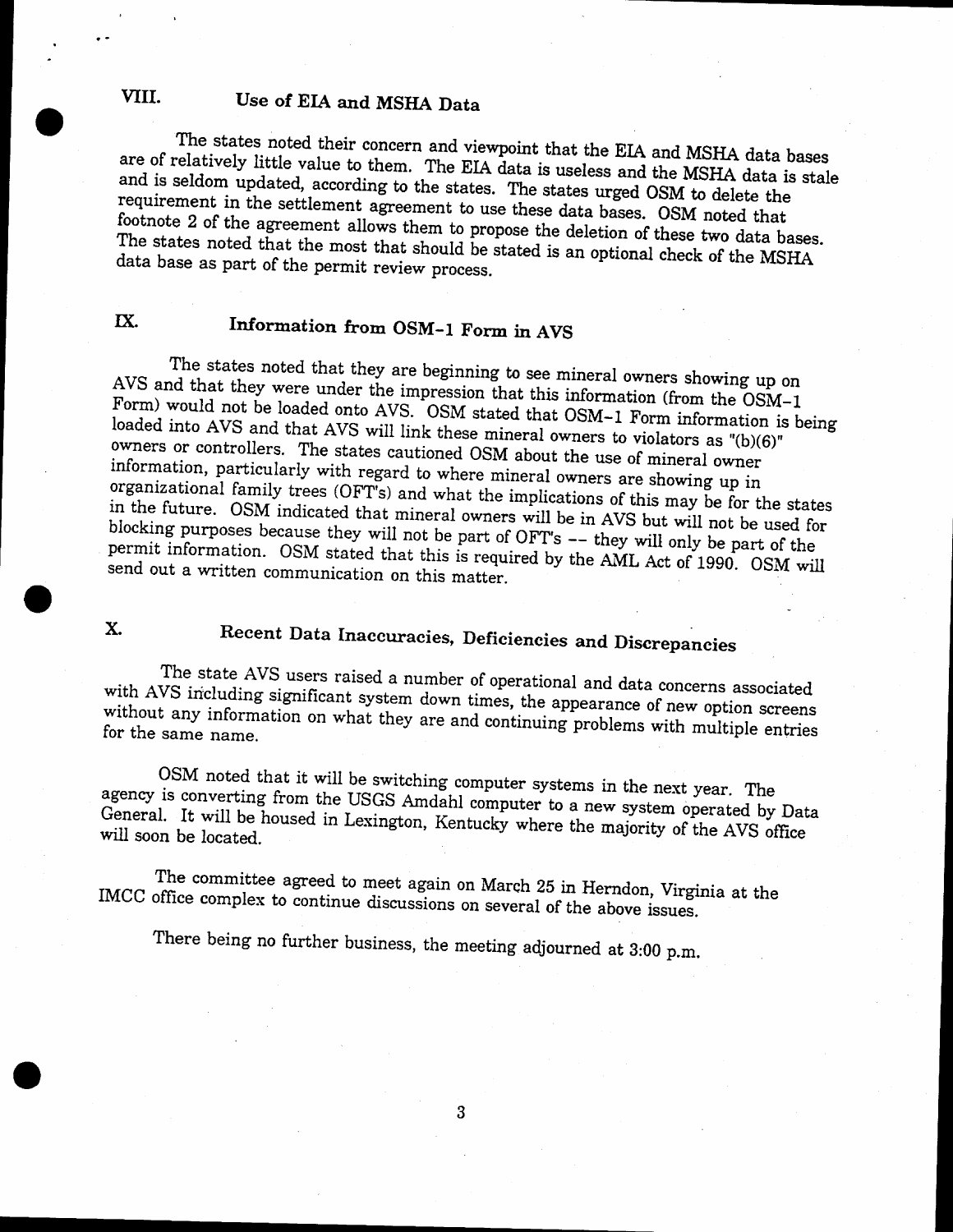## VIII. Use of EIA and MSHA Data

The states noted their concern and viewpoint that the EIA and MSHA data bases are of relatively little value to them. The EIA data is useless and the MSHA data is stale and is seldom updated, according to the states. The states urged OSM to delete the requirement in the settlement agreement to use these data bases. OSM noted that footnote 2 of the agreement allows them to propose the deletion of these two data bases. The states noted that the most that should be stated is an optional check of the MSHA data base as part of the permit review process.

## IX. Information from OSM-1 Form in AVS

The states noted that they are beginning to see mineral owners showing up on AVS and that they were under the impression that this information (from the OSM-1 Form) would not be loaded onto AVS. OSM stated that OSM-1 Form information is being loaded into AVS and that AVS will link these mineral owners to violators as "(b)(6)" owners or controllers. The states cautioned OSM about the use of mineral owner information, particularly with regard to where mineral owners are showing up in organizational family trees (OFT's) and what the implications of this may be for the states in the future. OSM indicated that mineral owners will be in AVS but will not be used for blocking purposes because they will not be part of OFT's -- they will only be part of the permit information. OSM stated that this is required by the AML Act of 1990. OSM will send out a written communication on this matter.

## X. Recent Data Inaccuracies, Deficiencies and Discrepancies

The state AVS users raised a number of operational and data concerns associated with AVS including significant system down times, the appearance of new option screens without any information on what they are and continuing problems with multiple entries for the same name.

OSM noted that it will be switching computer systems in the next year. The agency is converting from the USGS Amdahl computer to a new system operated by Data General. It will be housed in Lexington, Kentucky where the majority of the AVS office will soon be located.

The committee agreed to meet again on March 25 in Herndon, Virginia at the IMCC office complex to continue discussions on several of the above issues.

There being no further business, the meeting adjourned at 3:00 p.m.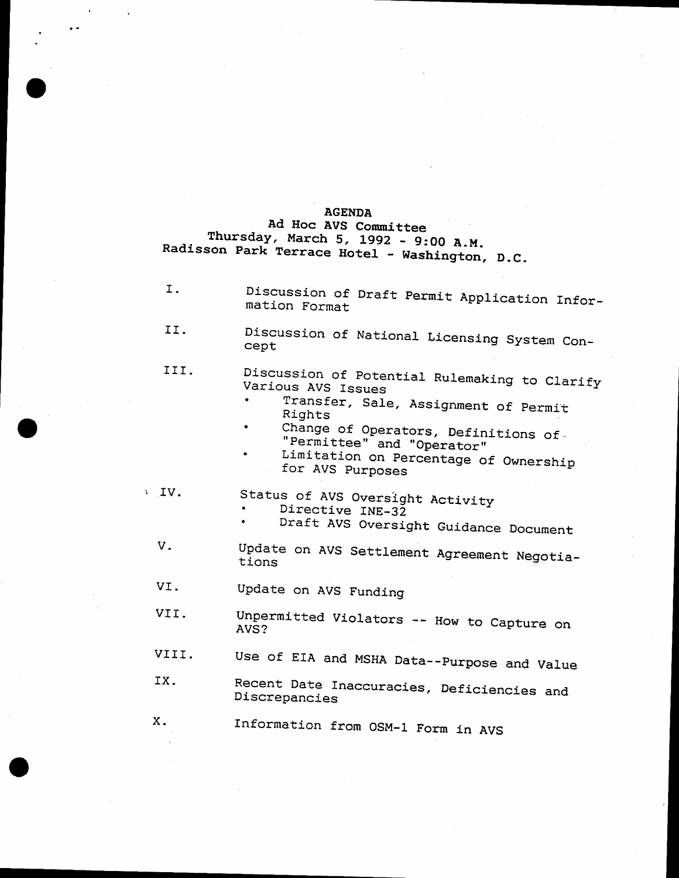# AGENDA

## Ad Hoc AVS Committee

Thursday, March 5, 1992 - 9:00 A.M.

Radisson Park Terrace Hotel - Washington, D.C.

I. Discussion of Draft Permit Application Information Format

II. Discussion of National Licensing System Concept

III. Discussion of Potential Rulemaking to Clarify Various AVS Issues

- Transfer, Sale, Assignment of Permit Rights
- Change of Operators, Definitions of "Permittee" and "Operator"
- Limitation on Percentage of Ownership for AVS Purposes

IV. Status of AVS Oversight Activity

- Directive INE-32
- Draft AVS Oversight Guidance Document

V. Update on AVS Settlement Agreement Negotiations

VI. Update on AVS Funding

VII. Unpermitted Violators -- How to Capture on AVS?

VIII. Use of EIA and MSHA Data--Purpose and Value

IX. Recent Date Inaccuracies, Deficiencies and Discrepancies

X. Information from OSM-1 Form in AVS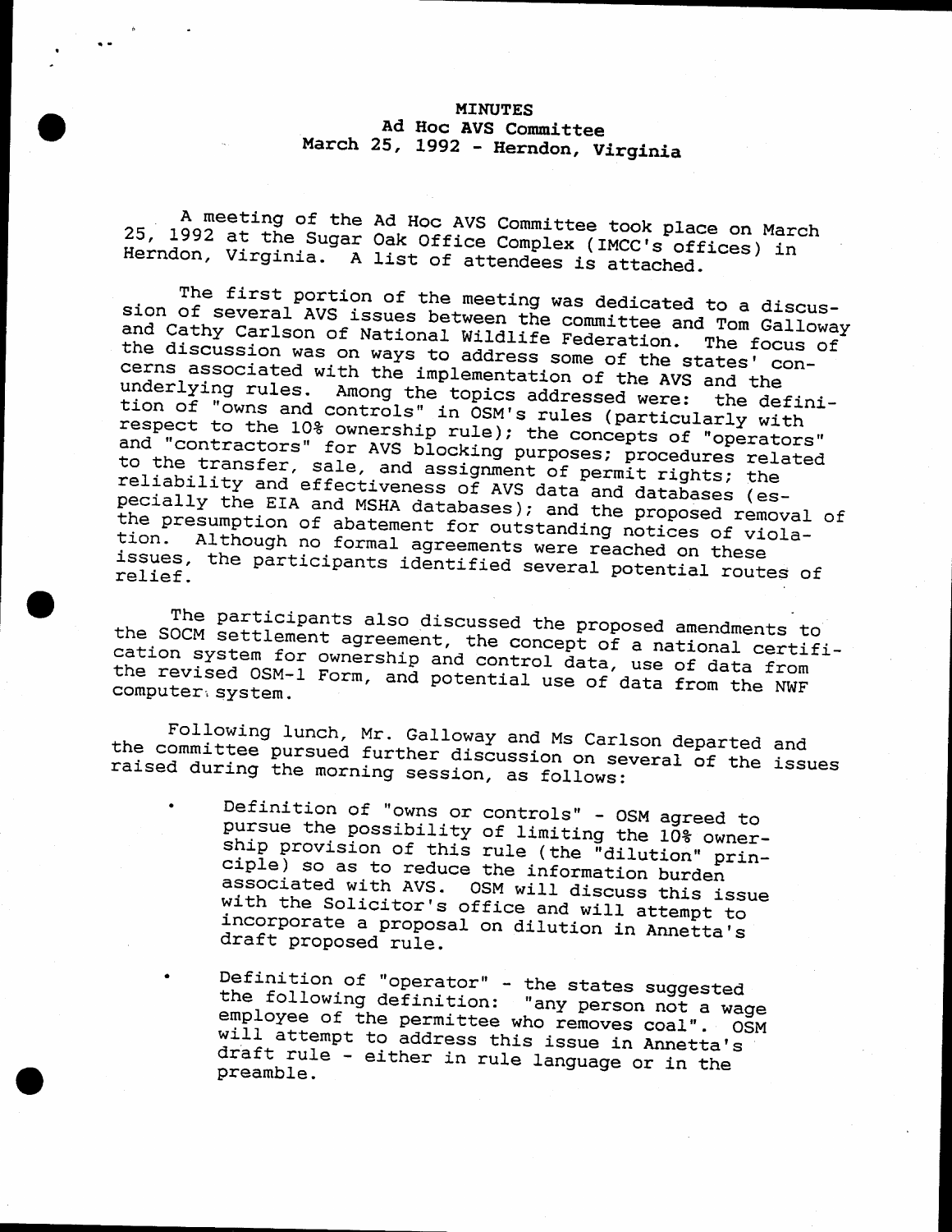# MINUTES
## Ad Hoc AVS Committee
## March 25, 1992 - Herndon, Virginia

A meeting of the Ad Hoc AVS Committee took place on March 25, 1992 at the Sugar Oak Office Complex (IMCC's offices) in Herndon, Virginia. A list of attendees is attached.

The first portion of the meeting was dedicated to a discussion of several AVS issues between the committee and Tom Galloway and Cathy Carlson of National Wildlife Federation. The focus of the discussion was on ways to address some of the states' concerns associated with the implementation of the AVS and the underlying rules. Among the topics addressed were: the definition of "owns and controls" in OSM's rules (particularly with respect to the 10% ownership rule); the concepts of "operators" and "contractors" for AVS blocking purposes; procedures related to the transfer, sale, and assignment of permit rights; the reliability and effectiveness of AVS data and databases (especially the EIA and MSHA databases); and the proposed removal of the presumption of abatement for outstanding notices of violation. Although no formal agreements were reached on these issues, the participants identified several potential routes of relief.

The participants also discussed the proposed amendments to the SOCM settlement agreement, the concept of a national certification system for ownership and control data, use of data from the revised OSM-1 Form, and potential use of data from the NWF computer system.

Following lunch, Mr. Galloway and Ms Carlson departed and the committee pursued further discussion on several of the issues raised during the morning session, as follows:

- Definition of "owns or controls" - OSM agreed to pursue the possibility of limiting the 10% ownership provision of this rule (the "dilution" principle) so as to reduce the information burden associated with AVS. OSM will discuss this issue with the Solicitor's office and will attempt to incorporate a proposal on dilution in Annetta's draft proposed rule.

- Definition of "operator" - the states suggested the following definition: "any person not a wage employee of the permittee who removes coal". OSM will attempt to address this issue in Annetta's draft rule - either in rule language or in the preamble.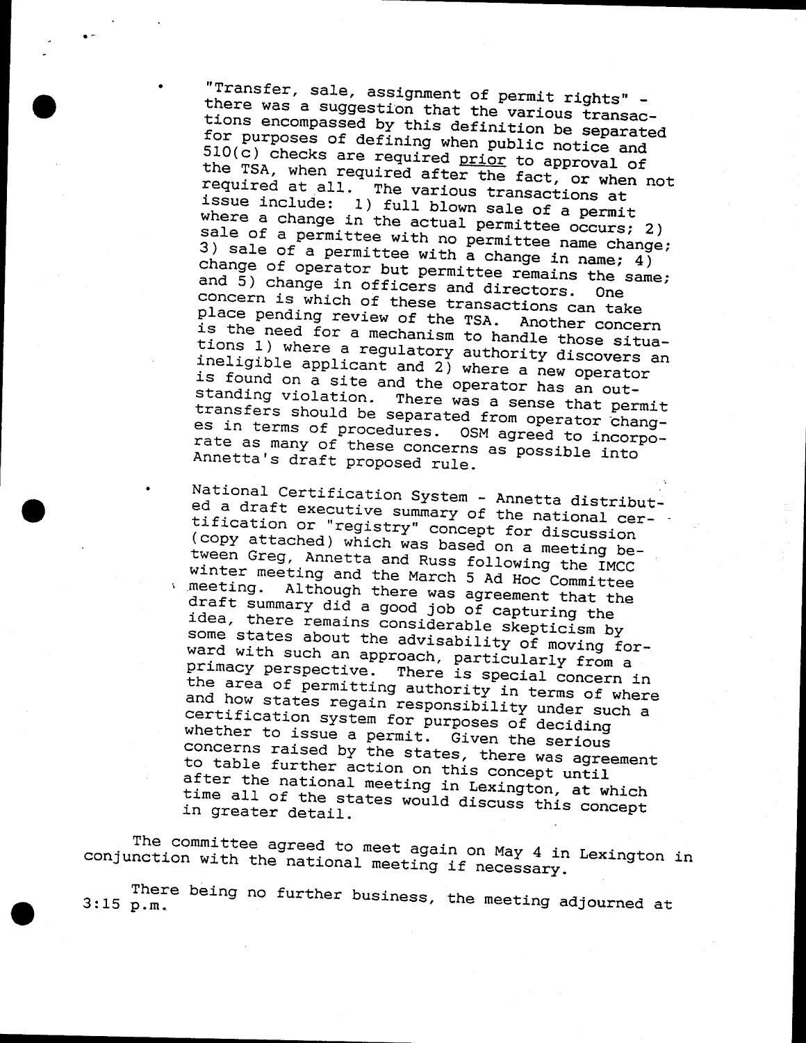- "Transfer, sale, assignment of permit rights" - there was a suggestion that the various transactions encompassed by this definition be separated for purposes of defining when public notice and 510(c) checks are required _prior_ to approval of the TSA, when required after the fact, or when not required at all. The various transactions at issue include: 1) full blown sale of a permit where a change in the actual permittee occurs; 2) sale of a permittee with no permittee name change; 3) sale of a permittee with a change in name; 4) change of operator but permittee remains the same; and 5) change in officers and directors. One concern is which of these transactions can take place pending review of the TSA. Another concern is the need for a mechanism to handle those situations 1) where a regulatory authority discovers an ineligible applicant and 2) where a new operator is found on a site and the operator has an outstanding violation. There was a sense that permit transfers should be separated from operator changes in terms of procedures. OSM agreed to incorporate as many of these concerns as possible into Annetta's draft proposed rule.

- National Certification System - Annetta distributed a draft executive summary of the national certification or "registry" concept for discussion (copy attached) which was based on a meeting between Greg, Annetta and Russ following the IMCC winter meeting and the March 5 Ad Hoc Committee meeting. Although there was agreement that the draft summary did a good job of capturing the idea, there remains considerable skepticism by some states about the advisability of moving forward with such an approach, particularly from a primacy perspective. There is special concern in the area of permitting authority in terms of where and how states regain responsibility under such a certification system for purposes of deciding whether to issue a permit. Given the serious concerns raised by the states, there was agreement to table further action on this concept until after the national meeting in Lexington, at which time all of the states would discuss this concept in greater detail.

The committee agreed to meet again on May 4 in Lexington in conjunction with the national meeting if necessary.

There being no further business, the meeting adjourned at 3:15 p.m.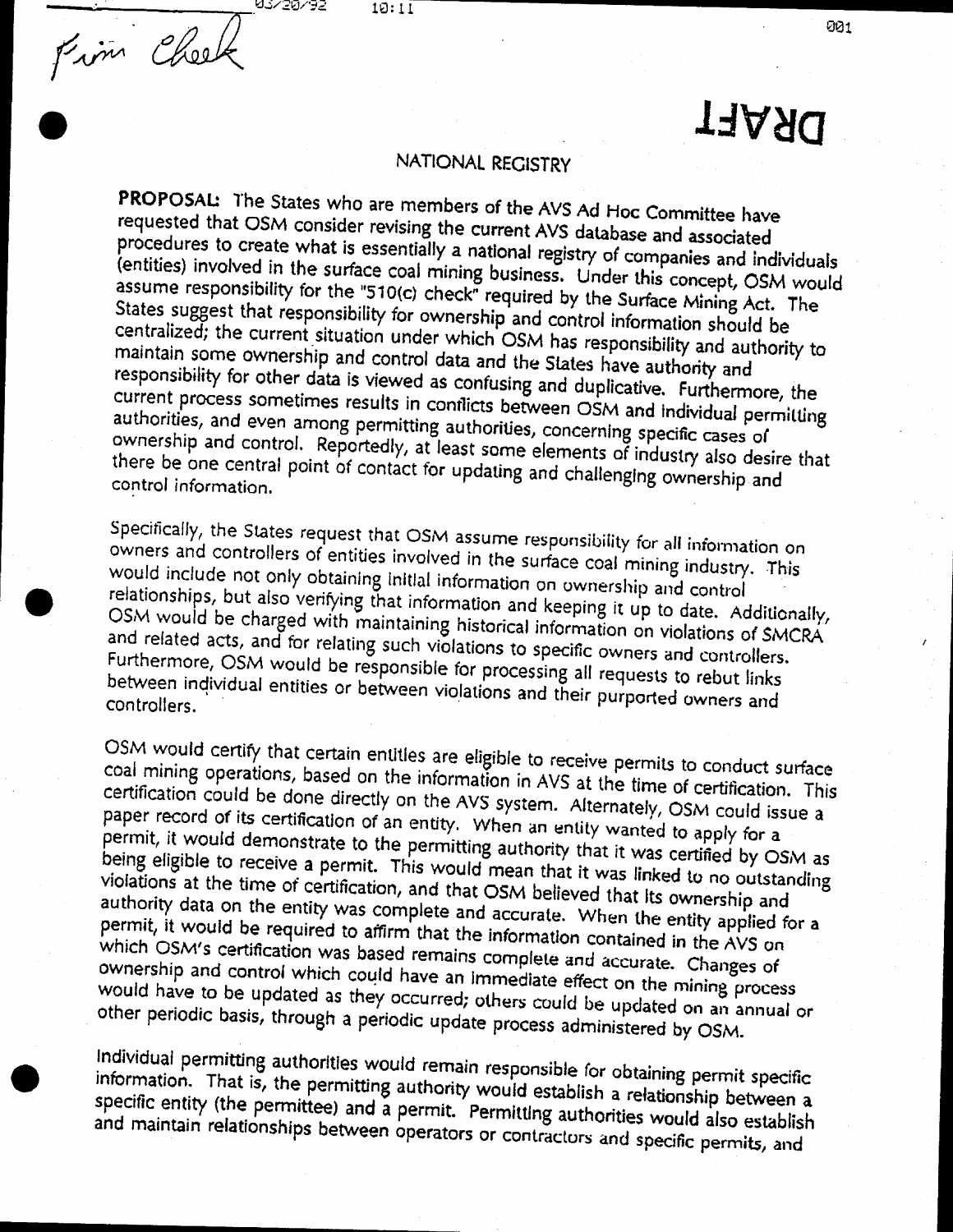Firm Check

DRAFT

## NATIONAL REGISTRY

**PROPOSAL:** The States who are members of the AVS Ad Hoc Committee have requested that OSM consider revising the current AVS database and associated procedures to create what is essentially a national registry of companies and individuals (entities) involved in the surface coal mining business. Under this concept, OSM would assume responsibility for the "510(c) check" required by the Surface Mining Act. The States suggest that responsibility for ownership and control information should be centralized; the current situation under which OSM has responsibility and authority to maintain some ownership and control data and the States have authority and responsibility for other data is viewed as confusing and duplicative. Furthermore, the current process sometimes results in conflicts between OSM and individual permitting authorities, and even among permitting authorities, concerning specific cases of ownership and control. Reportedly, at least some elements of industry also desire that there be one central point of contact for updating and challenging ownership and control information.

Specifically, the States request that OSM assume responsibility for all information on owners and controllers of entities involved in the surface coal mining industry. This would include not only obtaining initial information on ownership and control relationships, but also verifying that information and keeping it up to date. Additionally, OSM would be charged with maintaining historical information on violations of SMCRA and related acts, and for relating such violations to specific owners and controllers. Furthermore, OSM would be responsible for processing all requests to rebut links between individual entities or between violations and their purported owners and controllers.

OSM would certify that certain entities are eligible to receive permits to conduct surface coal mining operations, based on the information in AVS at the time of certification. This certification could be done directly on the AVS system. Alternately, OSM could issue a paper record of its certification of an entity. When an entity wanted to apply for a permit, it would demonstrate to the permitting authority that it was certified by OSM as being eligible to receive a permit. This would mean that it was linked to no outstanding violations at the time of certification, and that OSM believed that its ownership and authority data on the entity was complete and accurate. When the entity applied for a permit, it would be required to affirm that the information contained in the AVS on which OSM's certification was based remains complete and accurate. Changes of ownership and control which could have an immediate effect on the mining process would have to be updated as they occurred; others could be updated on an annual or other periodic basis, through a periodic update process administered by OSM.

Individual permitting authorities would remain responsible for obtaining permit specific information. That is, the permitting authority would establish a relationship between a specific entity (the permittee) and a permit. Permitting authorities would also establish and maintain relationships between operators or contractors and specific permits, and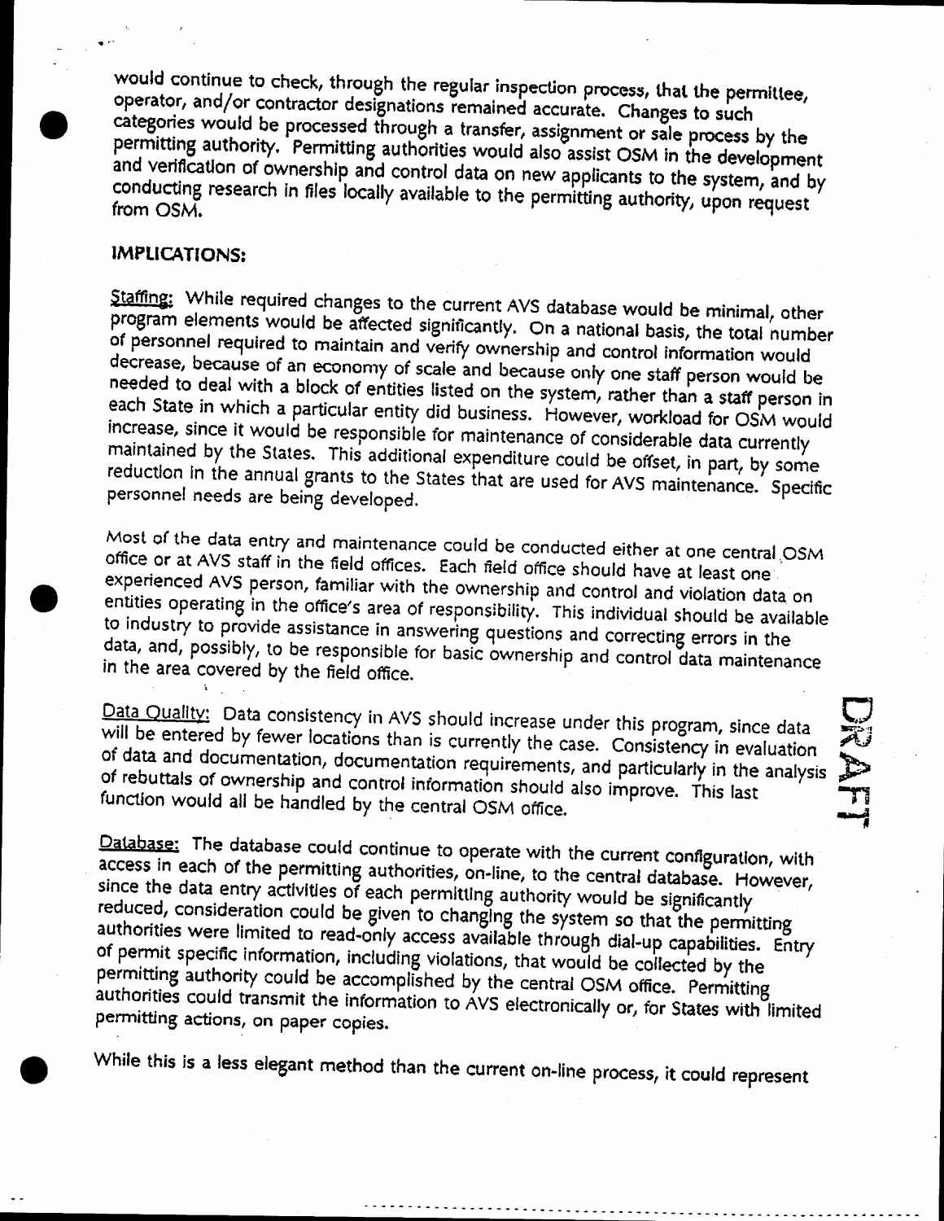would continue to check, through the regular inspection process, that the permittee, operator, and/or contractor designations remained accurate. Changes to such categories would be processed through a transfer, assignment or sale process by the permitting authority. Permitting authorities would also assist OSM in the development and verification of ownership and control data on new applicants to the system, and by conducting research in files locally available to the permitting authority, upon request from OSM.

## IMPLICATIONS:

Staffing: While required changes to the current AVS database would be minimal, other program elements would be affected significantly. On a national basis, the total number of personnel required to maintain and verify ownership and control information would decrease, because of an economy of scale and because only one staff person would be needed to deal with a block of entities listed on the system, rather than a staff person in each State in which a particular entity did business. However, workload for OSM would increase, since it would be responsible for maintenance of considerable data currently maintained by the States. This additional expenditure could be offset, in part, by some reduction in the annual grants to the States that are used for AVS maintenance. Specific personnel needs are being developed.

Most of the data entry and maintenance could be conducted either at one central OSM office or at AVS staff in the field offices. Each field office should have at least one experienced AVS person, familiar with the ownership and control and violation data on entities operating in the office's area of responsibility. This individual should be available to industry to provide assistance in answering questions and correcting errors in the data, and, possibly, to be responsible for basic ownership and control data maintenance in the area covered by the field office.

Data Quality: Data consistency in AVS should increase under this program, since data will be entered by fewer locations than is currently the case. Consistency in evaluation of data and documentation, documentation requirements, and particularly in the analysis of rebuttals of ownership and control information should also improve. This last function would all be handled by the central OSM office.

Database: The database could continue to operate with the current configuration, with access in each of the permitting authorities, on-line, to the central database. However, since the data entry activities of each permitting authority would be significantly reduced, consideration could be given to changing the system so that the permitting authorities were limited to read-only access available through dial-up capabilities. Entry of permit specific information, including violations, that would be collected by the permitting authority could be accomplished by the central OSM office. Permitting authorities could transmit the information to AVS electronically or, for States with limited permitting actions, on paper copies.

While this is a less elegant method than the current on-line process, it could represent

DRAFT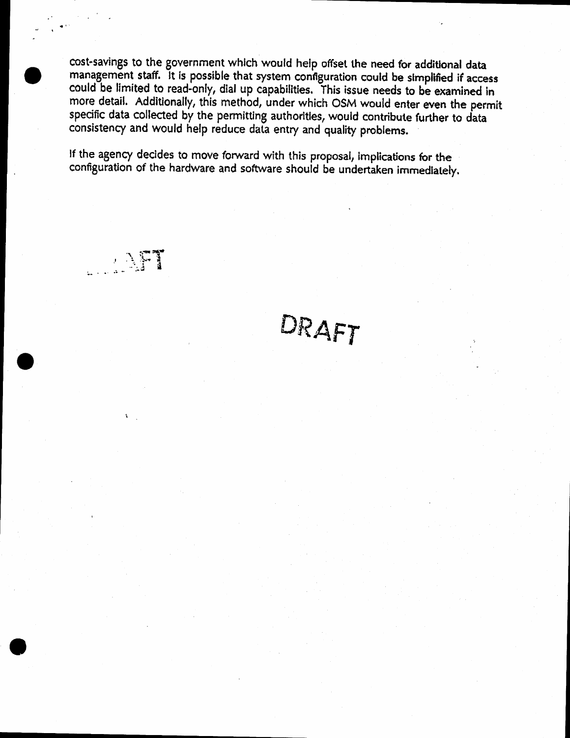cost-savings to the government which would help offset the need for additional data management staff. It is possible that system configuration could be simplified if access could be limited to read-only, dial up capabilities. This issue needs to be examined in more detail. Additionally, this method, under which OSM would enter even the permit specific data collected by the permitting authorities, would contribute further to data consistency and would help reduce data entry and quality problems.

If the agency decides to move forward with this proposal, implications for the configuration of the hardware and software should be undertaken immediately.

DRAFT

DRAFT